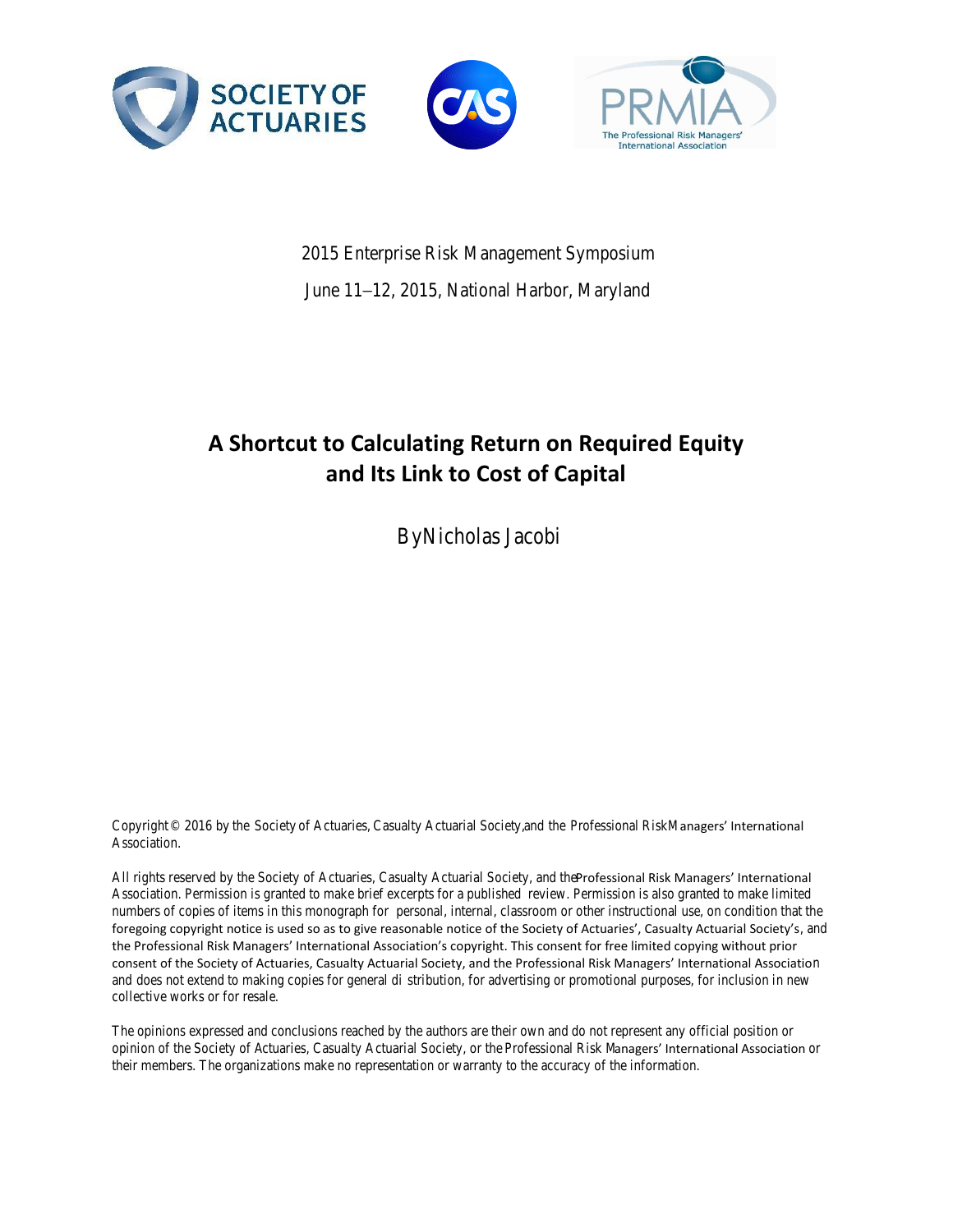SOCIETY OF ACTUARIES

CAS

PRMIA
The Professional Risk Managers' International Association

2015 Enterprise Risk Management Symposium

June 11–12, 2015, National Harbor, Maryland

# A Shortcut to Calculating Return on Required Equity and Its Link to Cost of Capital

By Nicholas Jacobi

Copyright © 2016 by the Society of Actuaries, Casualty Actuarial Society, and the Professional Risk Managers' International Association.

All rights reserved by the Society of Actuaries, Casualty Actuarial Society, and the Professional Risk Managers' International Association. Permission is granted to make brief excerpts for a published review. Permission is also granted to make limited numbers of copies of items in this monograph for personal, internal, classroom or other instructional use, on condition that the foregoing copyright notice is used so as to give reasonable notice of the Society of Actuaries', Casualty Actuarial Society's, and the Professional Risk Managers' International Association's copyright. This consent for free limited copying without prior consent of the Society of Actuaries, Casualty Actuarial Society, and the Professional Risk Managers' International Association and does not extend to making copies for general distribution, for advertising or promotional purposes, for inclusion in new collective works or for resale.

The opinions expressed and conclusions reached by the authors are their own and do not represent any official position or opinion of the Society of Actuaries, Casualty Actuarial Society, or the Professional Risk Managers' International Association or their members. The organizations make no representation or warranty to the accuracy of the information.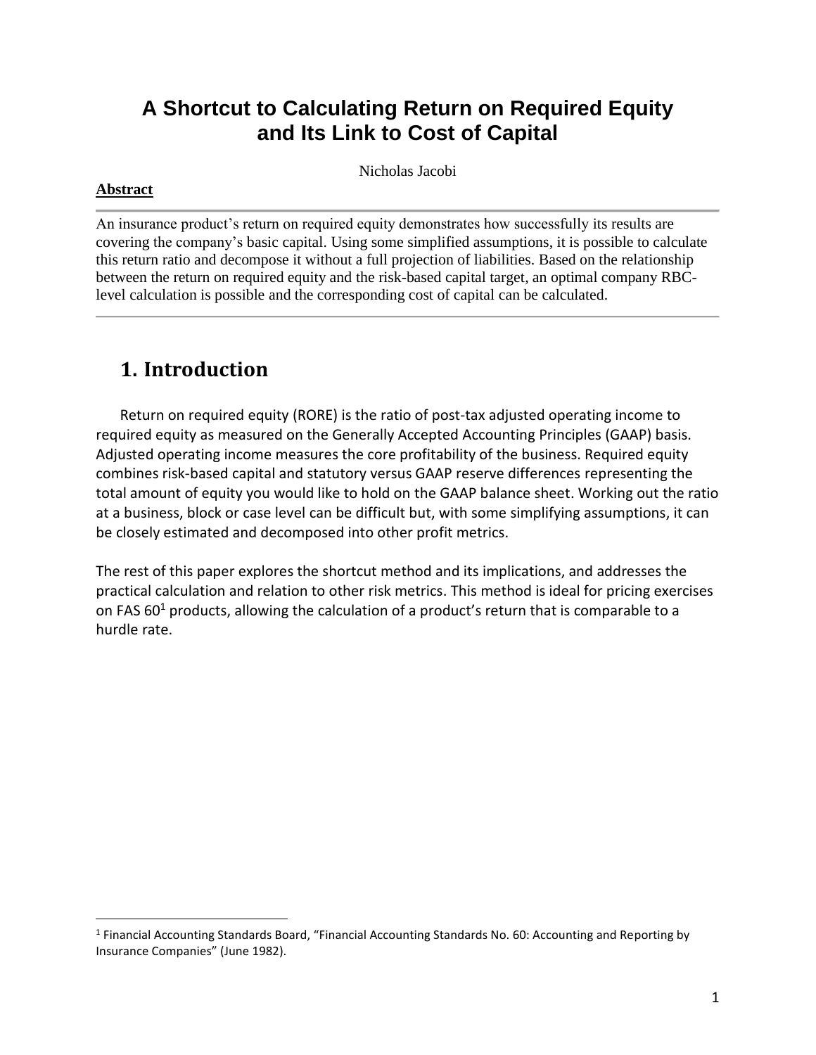# A Shortcut to Calculating Return on Required Equity and Its Link to Cost of Capital

Nicholas Jacobi

**Abstract**

An insurance product's return on required equity demonstrates how successfully its results are covering the company's basic capital. Using some simplified assumptions, it is possible to calculate this return ratio and decompose it without a full projection of liabilities. Based on the relationship between the return on required equity and the risk-based capital target, an optimal company RBC-level calculation is possible and the corresponding cost of capital can be calculated.

## 1. Introduction

Return on required equity (RORE) is the ratio of post-tax adjusted operating income to required equity as measured on the Generally Accepted Accounting Principles (GAAP) basis. Adjusted operating income measures the core profitability of the business. Required equity combines risk-based capital and statutory versus GAAP reserve differences representing the total amount of equity you would like to hold on the GAAP balance sheet. Working out the ratio at a business, block or case level can be difficult but, with some simplifying assumptions, it can be closely estimated and decomposed into other profit metrics.

The rest of this paper explores the shortcut method and its implications, and addresses the practical calculation and relation to other risk metrics. This method is ideal for pricing exercises on FAS 60[1] products, allowing the calculation of a product's return that is comparable to a hurdle rate.

[1] Financial Accounting Standards Board, "Financial Accounting Standards No. 60: Accounting and Reporting by Insurance Companies" (June 1982).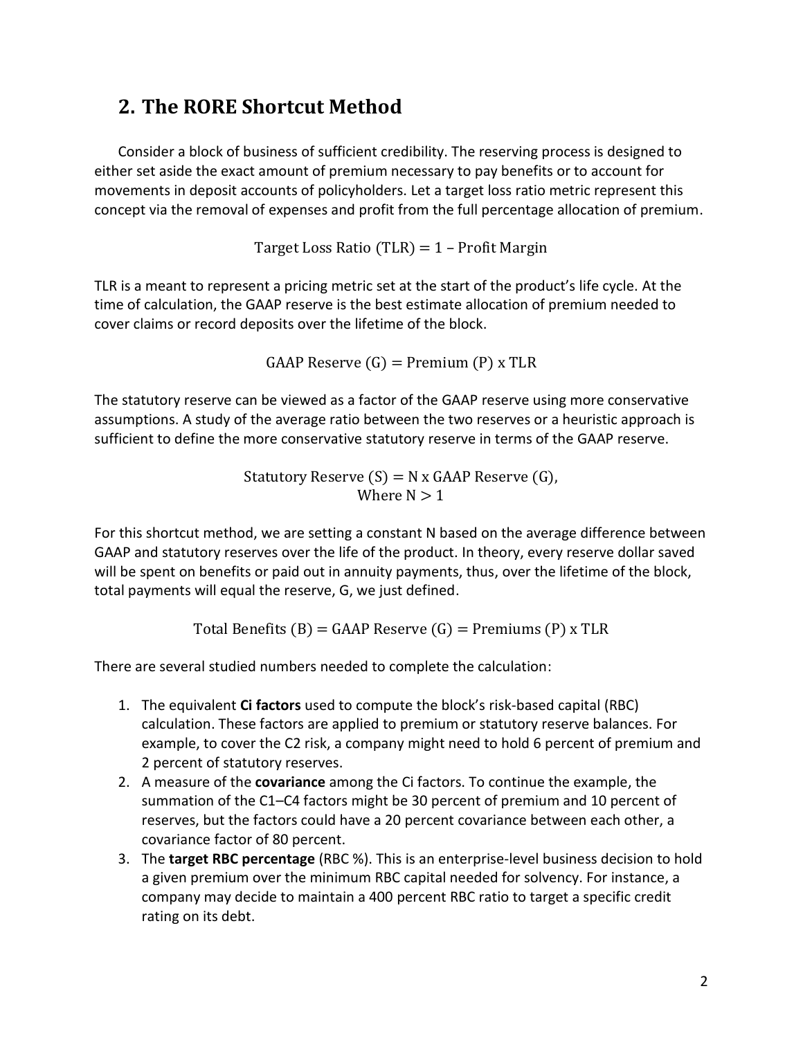## 2. The RORE Shortcut Method

Consider a block of business of sufficient credibility. The reserving process is designed to either set aside the exact amount of premium necessary to pay benefits or to account for movements in deposit accounts of policyholders. Let a target loss ratio metric represent this concept via the removal of expenses and profit from the full percentage allocation of premium.

$$\text{Target Loss Ratio (TLR)} = 1 - \text{Profit Margin}$$

TLR is a meant to represent a pricing metric set at the start of the product's life cycle. At the time of calculation, the GAAP reserve is the best estimate allocation of premium needed to cover claims or record deposits over the lifetime of the block.

$$\text{GAAP Reserve (G)} = \text{Premium (P) x TLR}$$

The statutory reserve can be viewed as a factor of the GAAP reserve using more conservative assumptions. A study of the average ratio between the two reserves or a heuristic approach is sufficient to define the more conservative statutory reserve in terms of the GAAP reserve.

$$\text{Statutory Reserve (S)} = \text{N x GAAP Reserve (G)}, \\ \text{Where N} > 1$$

For this shortcut method, we are setting a constant N based on the average difference between GAAP and statutory reserves over the life of the product. In theory, every reserve dollar saved will be spent on benefits or paid out in annuity payments, thus, over the lifetime of the block, total payments will equal the reserve, G, we just defined.

$$\text{Total Benefits (B)} = \text{GAAP Reserve (G)} = \text{Premiums (P) x TLR}$$

There are several studied numbers needed to complete the calculation:

1. The equivalent **Ci factors** used to compute the block's risk-based capital (RBC) calculation. These factors are applied to premium or statutory reserve balances. For example, to cover the C2 risk, a company might need to hold 6 percent of premium and 2 percent of statutory reserves.
2. A measure of the **covariance** among the Ci factors. To continue the example, the summation of the C1–C4 factors might be 30 percent of premium and 10 percent of reserves, but the factors could have a 20 percent covariance between each other, a covariance factor of 80 percent.
3. The **target RBC percentage** (RBC %). This is an enterprise-level business decision to hold a given premium over the minimum RBC capital needed for solvency. For instance, a company may decide to maintain a 400 percent RBC ratio to target a specific credit rating on its debt.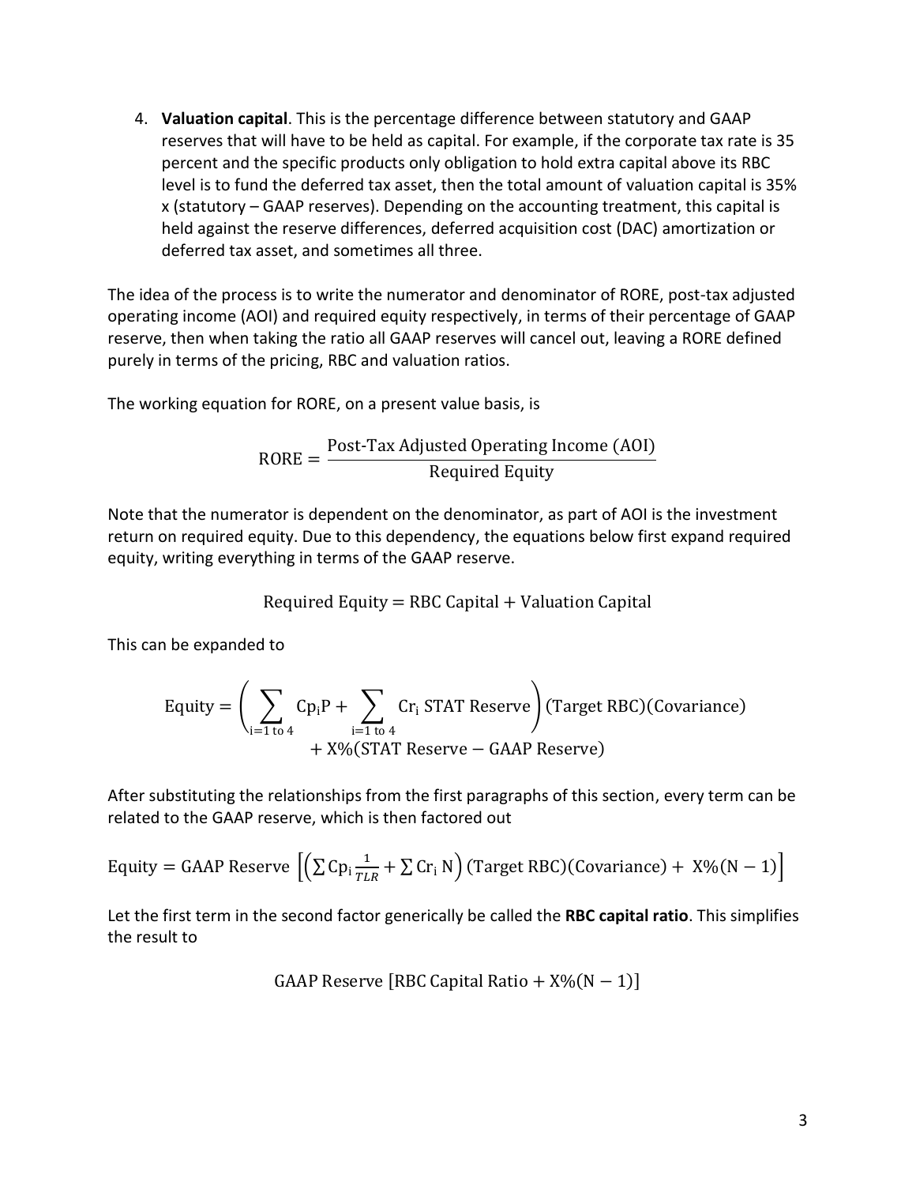4. **Valuation capital**. This is the percentage difference between statutory and GAAP reserves that will have to be held as capital. For example, if the corporate tax rate is 35 percent and the specific products only obligation to hold extra capital above its RBC level is to fund the deferred tax asset, then the total amount of valuation capital is 35% x (statutory – GAAP reserves). Depending on the accounting treatment, this capital is held against the reserve differences, deferred acquisition cost (DAC) amortization or deferred tax asset, and sometimes all three.

The idea of the process is to write the numerator and denominator of RORE, post-tax adjusted operating income (AOI) and required equity respectively, in terms of their percentage of GAAP reserve, then when taking the ratio all GAAP reserves will cancel out, leaving a RORE defined purely in terms of the pricing, RBC and valuation ratios.

The working equation for RORE, on a present value basis, is

$$\text{RORE} = \frac{\text{Post-Tax Adjusted Operating Income (AOI)}}{\text{Required Equity}}$$

Note that the numerator is dependent on the denominator, as part of AOI is the investment return on required equity. Due to this dependency, the equations below first expand required equity, writing everything in terms of the GAAP reserve.

$$\text{Required Equity} = \text{RBC Capital} + \text{Valuation Capital}$$

This can be expanded to

$$\text{Equity} = \left( \sum_{\text{i}=1 \text{ to } 4} \text{Cp}_\text{i}\text{P} + \sum_{\text{i}=1 \text{ to } 4} \text{Cr}_\text{i} \text{ STAT Reserve} \right) (\text{Target RBC})(\text{Covariance}) + \text{X}\%(\text{STAT Reserve} - \text{GAAP Reserve})$$

After substituting the relationships from the first paragraphs of this section, every term can be related to the GAAP reserve, which is then factored out

$$\text{Equity} = \text{GAAP Reserve } \left[ \left( \sum \text{Cp}_\text{i} \frac{1}{TLR} + \sum \text{Cr}_\text{i} \text{ N} \right) (\text{Target RBC})(\text{Covariance}) + \text{ X}\%(\text{N} - 1) \right]$$

Let the first term in the second factor generically be called the **RBC capital ratio**. This simplifies the result to

$$\text{GAAP Reserve } [\text{RBC Capital Ratio} + \text{X}\%(\text{N} - 1)]$$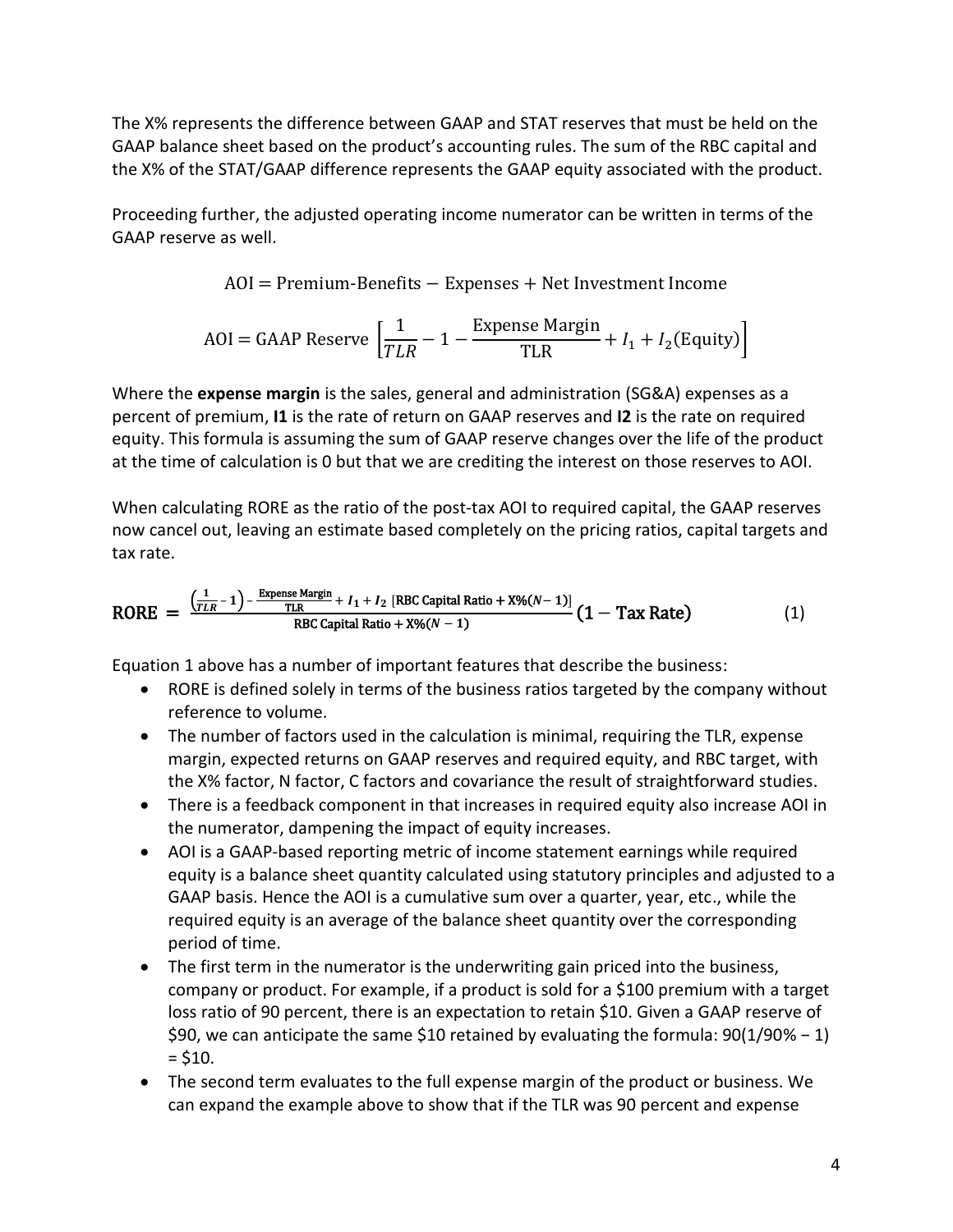The X% represents the difference between GAAP and STAT reserves that must be held on the GAAP balance sheet based on the product's accounting rules. The sum of the RBC capital and the X% of the STAT/GAAP difference represents the GAAP equity associated with the product.

Proceeding further, the adjusted operating income numerator can be written in terms of the GAAP reserve as well.

$$\text{AOI} = \text{Premium-Benefits} - \text{Expenses} + \text{Net Investment Income}$$

$$\text{AOI} = \text{GAAP Reserve}\left[\frac{1}{TLR} - 1 - \frac{\text{Expense Margin}}{\text{TLR}} + I_1 + I_2(\text{Equity})\right]$$

Where the **expense margin** is the sales, general and administration (SG&A) expenses as a percent of premium, **I1** is the rate of return on GAAP reserves and **I2** is the rate on required equity. This formula is assuming the sum of GAAP reserve changes over the life of the product at the time of calculation is 0 but that we are crediting the interest on those reserves to AOI.

When calculating RORE as the ratio of the post-tax AOI to required capital, the GAAP reserves now cancel out, leaving an estimate based completely on the pricing ratios, capital targets and tax rate.

$$\textbf{RORE} = \frac{\left(\frac{1}{TLR} - 1\right) - \frac{\text{Expense Margin}}{\text{TLR}} + I_1 + I_2\,[\text{RBC Capital Ratio} + \text{X\%}(N-1)]}{\text{RBC Capital Ratio} + \text{X\%}(N-1)}(1 - \text{Tax Rate}) \tag{1}$$

Equation 1 above has a number of important features that describe the business:

- RORE is defined solely in terms of the business ratios targeted by the company without reference to volume.
- The number of factors used in the calculation is minimal, requiring the TLR, expense margin, expected returns on GAAP reserves and required equity, and RBC target, with the X% factor, N factor, C factors and covariance the result of straightforward studies.
- There is a feedback component in that increases in required equity also increase AOI in the numerator, dampening the impact of equity increases.
- AOI is a GAAP-based reporting metric of income statement earnings while required equity is a balance sheet quantity calculated using statutory principles and adjusted to a GAAP basis. Hence the AOI is a cumulative sum over a quarter, year, etc., while the required equity is an average of the balance sheet quantity over the corresponding period of time.
- The first term in the numerator is the underwriting gain priced into the business, company or product. For example, if a product is sold for a \$100 premium with a target loss ratio of 90 percent, there is an expectation to retain \$10. Given a GAAP reserve of \$90, we can anticipate the same \$10 retained by evaluating the formula: 90(1/90% − 1) = \$10.
- The second term evaluates to the full expense margin of the product or business. We can expand the example above to show that if the TLR was 90 percent and expense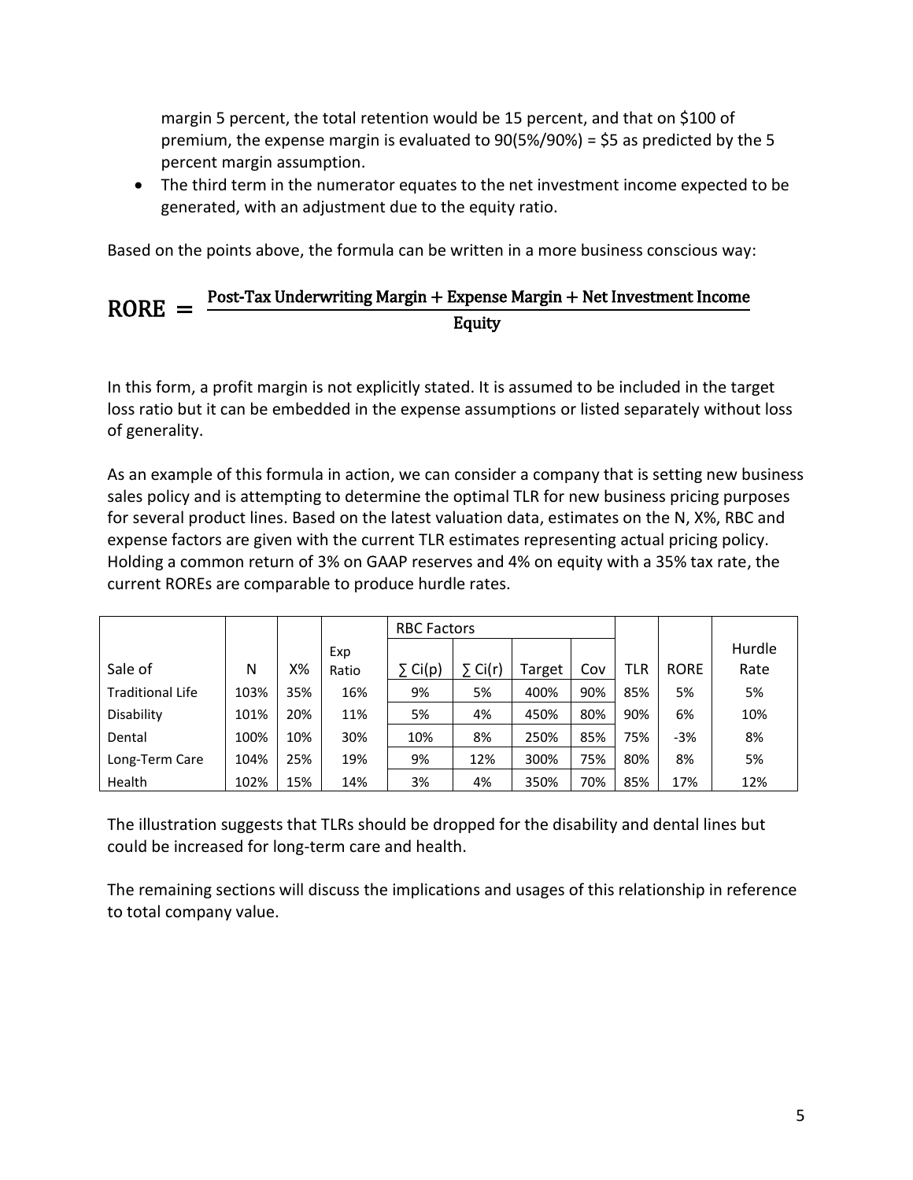margin 5 percent, the total retention would be 15 percent, and that on \$100 of premium, the expense margin is evaluated to 90(5%/90%) = \$5 as predicted by the 5 percent margin assumption.

- The third term in the numerator equates to the net investment income expected to be generated, with an adjustment due to the equity ratio.

Based on the points above, the formula can be written in a more business conscious way:

$$\text{RORE} = \frac{\text{Post-Tax Underwriting Margin} + \text{Expense Margin} + \text{Net Investment Income}}{\text{Equity}}$$

In this form, a profit margin is not explicitly stated. It is assumed to be included in the target loss ratio but it can be embedded in the expense assumptions or listed separately without loss of generality.

As an example of this formula in action, we can consider a company that is setting new business sales policy and is attempting to determine the optimal TLR for new business pricing purposes for several product lines. Based on the latest valuation data, estimates on the N, X%, RBC and expense factors are given with the current TLR estimates representing actual pricing policy. Holding a common return of 3% on GAAP reserves and 4% on equity with a 35% tax rate, the current ROREs are comparable to produce hurdle rates.

| | | | | RBC Factors | | | | | | |
|---|---|---|---|---|---|---|---|---|---|---|
| Sale of | N | X% | Exp Ratio | ∑ Ci(p) | ∑ Ci(r) | Target | Cov | TLR | RORE | Hurdle Rate |
| Traditional Life | 103% | 35% | 16% | 9% | 5% | 400% | 90% | 85% | 5% | 5% |
| Disability | 101% | 20% | 11% | 5% | 4% | 450% | 80% | 90% | 6% | 10% |
| Dental | 100% | 10% | 30% | 10% | 8% | 250% | 85% | 75% | -3% | 8% |
| Long-Term Care | 104% | 25% | 19% | 9% | 12% | 300% | 75% | 80% | 8% | 5% |
| Health | 102% | 15% | 14% | 3% | 4% | 350% | 70% | 85% | 17% | 12% |

The illustration suggests that TLRs should be dropped for the disability and dental lines but could be increased for long-term care and health.

The remaining sections will discuss the implications and usages of this relationship in reference to total company value.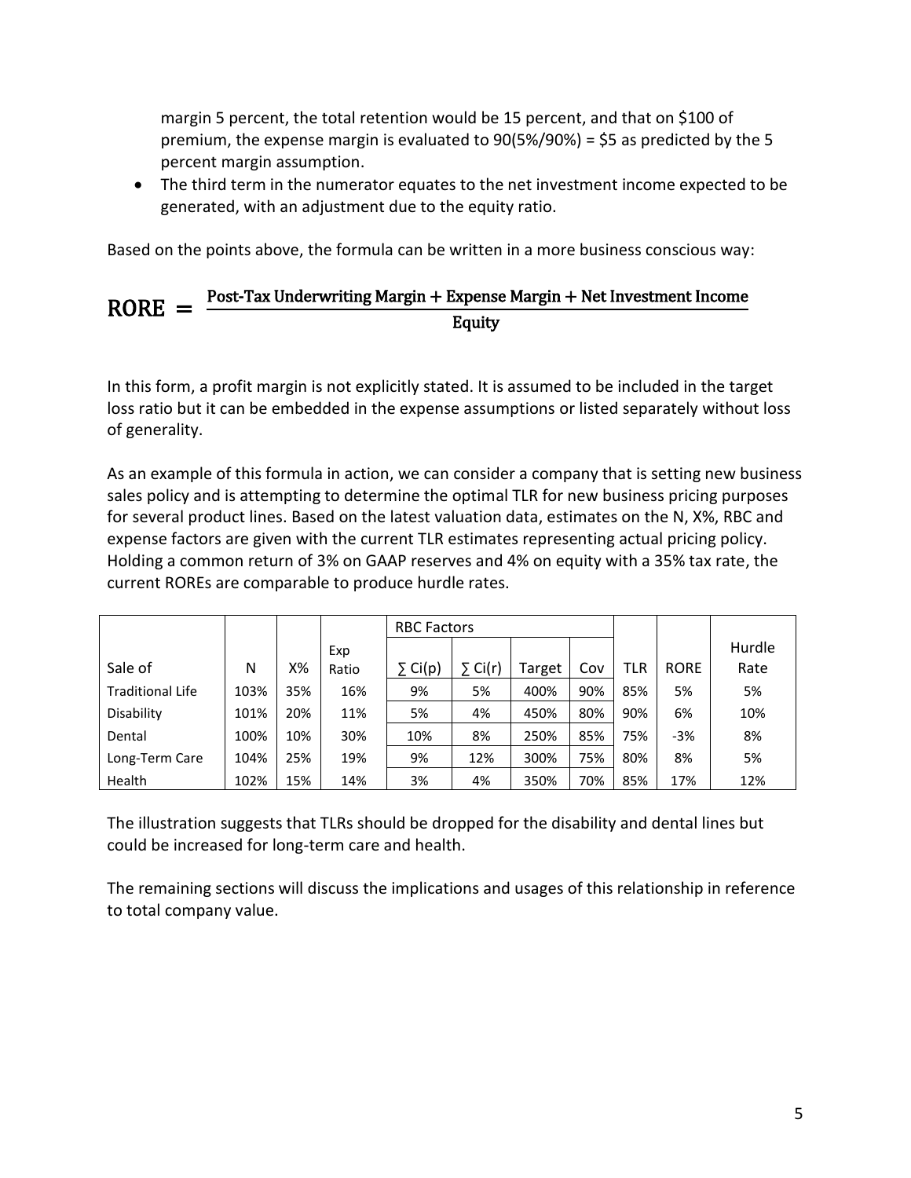margin 5 percent, the total retention would be 15 percent, and that on $100 of premium, the expense margin is evaluated to 90(5%/90%) = $5 as predicted by the 5 percent margin assumption.

- The third term in the numerator equates to the net investment income expected to be generated, with an adjustment due to the equity ratio.

Based on the points above, the formula can be written in a more business conscious way:

$$\text{RORE} = \frac{\text{Post-Tax Underwriting Margin} + \text{Expense Margin} + \text{Net Investment Income}}{\text{Equity}}$$

In this form, a profit margin is not explicitly stated. It is assumed to be included in the target loss ratio but it can be embedded in the expense assumptions or listed separately without loss of generality.

As an example of this formula in action, we can consider a company that is setting new business sales policy and is attempting to determine the optimal TLR for new business pricing purposes for several product lines. Based on the latest valuation data, estimates on the N, X%, RBC and expense factors are given with the current TLR estimates representing actual pricing policy. Holding a common return of 3% on GAAP reserves and 4% on equity with a 35% tax rate, the current ROREs are comparable to produce hurdle rates.

| | | | | RBC Factors | | | | | | |
|---|---|---|---|---|---|---|---|---|---|---|
| Sale of | N | X% | Exp Ratio | ∑ Ci(p) | ∑ Ci(r) | Target | Cov | TLR | RORE | Hurdle Rate |
| Traditional Life | 103% | 35% | 16% | 9% | 5% | 400% | 90% | 85% | 5% | 5% |
| Disability | 101% | 20% | 11% | 5% | 4% | 450% | 80% | 90% | 6% | 10% |
| Dental | 100% | 10% | 30% | 10% | 8% | 250% | 85% | 75% | -3% | 8% |
| Long-Term Care | 104% | 25% | 19% | 9% | 12% | 300% | 75% | 80% | 8% | 5% |
| Health | 102% | 15% | 14% | 3% | 4% | 350% | 70% | 85% | 17% | 12% |

The illustration suggests that TLRs should be dropped for the disability and dental lines but could be increased for long-term care and health.

The remaining sections will discuss the implications and usages of this relationship in reference to total company value.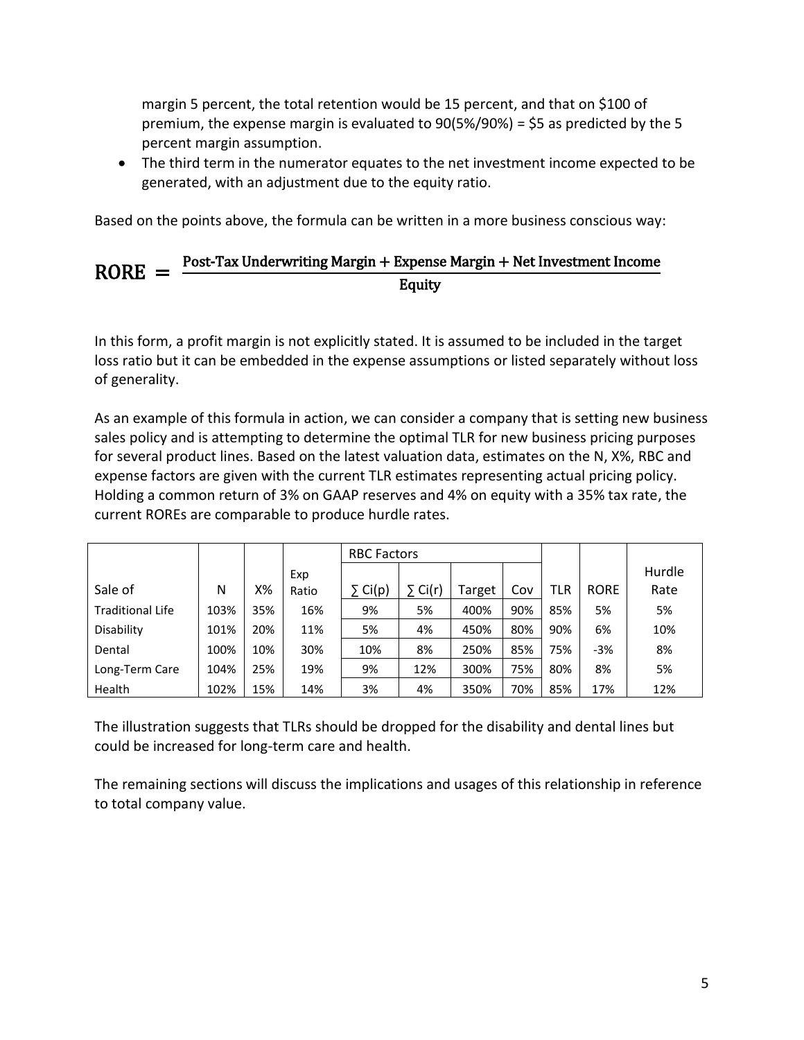margin 5 percent, the total retention would be 15 percent, and that on \$100 of premium, the expense margin is evaluated to 90(5%/90%) = \$5 as predicted by the 5 percent margin assumption.

- The third term in the numerator equates to the net investment income expected to be generated, with an adjustment due to the equity ratio.

Based on the points above, the formula can be written in a more business conscious way:

$$\text{RORE} = \frac{\text{Post-Tax Underwriting Margin} + \text{Expense Margin} + \text{Net Investment Income}}{\text{Equity}}$$

In this form, a profit margin is not explicitly stated. It is assumed to be included in the target loss ratio but it can be embedded in the expense assumptions or listed separately without loss of generality.

As an example of this formula in action, we can consider a company that is setting new business sales policy and is attempting to determine the optimal TLR for new business pricing purposes for several product lines. Based on the latest valuation data, estimates on the N, X%, RBC and expense factors are given with the current TLR estimates representing actual pricing policy. Holding a common return of 3% on GAAP reserves and 4% on equity with a 35% tax rate, the current ROREs are comparable to produce hurdle rates.

| | | | | RBC Factors | | | | | | |
|---|---|---|---|---|---|---|---|---|---|---|
| Sale of | N | X% | Exp Ratio | ∑ Ci(p) | ∑ Ci(r) | Target | Cov | TLR | RORE | Hurdle Rate |
| Traditional Life | 103% | 35% | 16% | 9% | 5% | 400% | 90% | 85% | 5% | 5% |
| Disability | 101% | 20% | 11% | 5% | 4% | 450% | 80% | 90% | 6% | 10% |
| Dental | 100% | 10% | 30% | 10% | 8% | 250% | 85% | 75% | -3% | 8% |
| Long-Term Care | 104% | 25% | 19% | 9% | 12% | 300% | 75% | 80% | 8% | 5% |
| Health | 102% | 15% | 14% | 3% | 4% | 350% | 70% | 85% | 17% | 12% |

The illustration suggests that TLRs should be dropped for the disability and dental lines but could be increased for long-term care and health.

The remaining sections will discuss the implications and usages of this relationship in reference to total company value.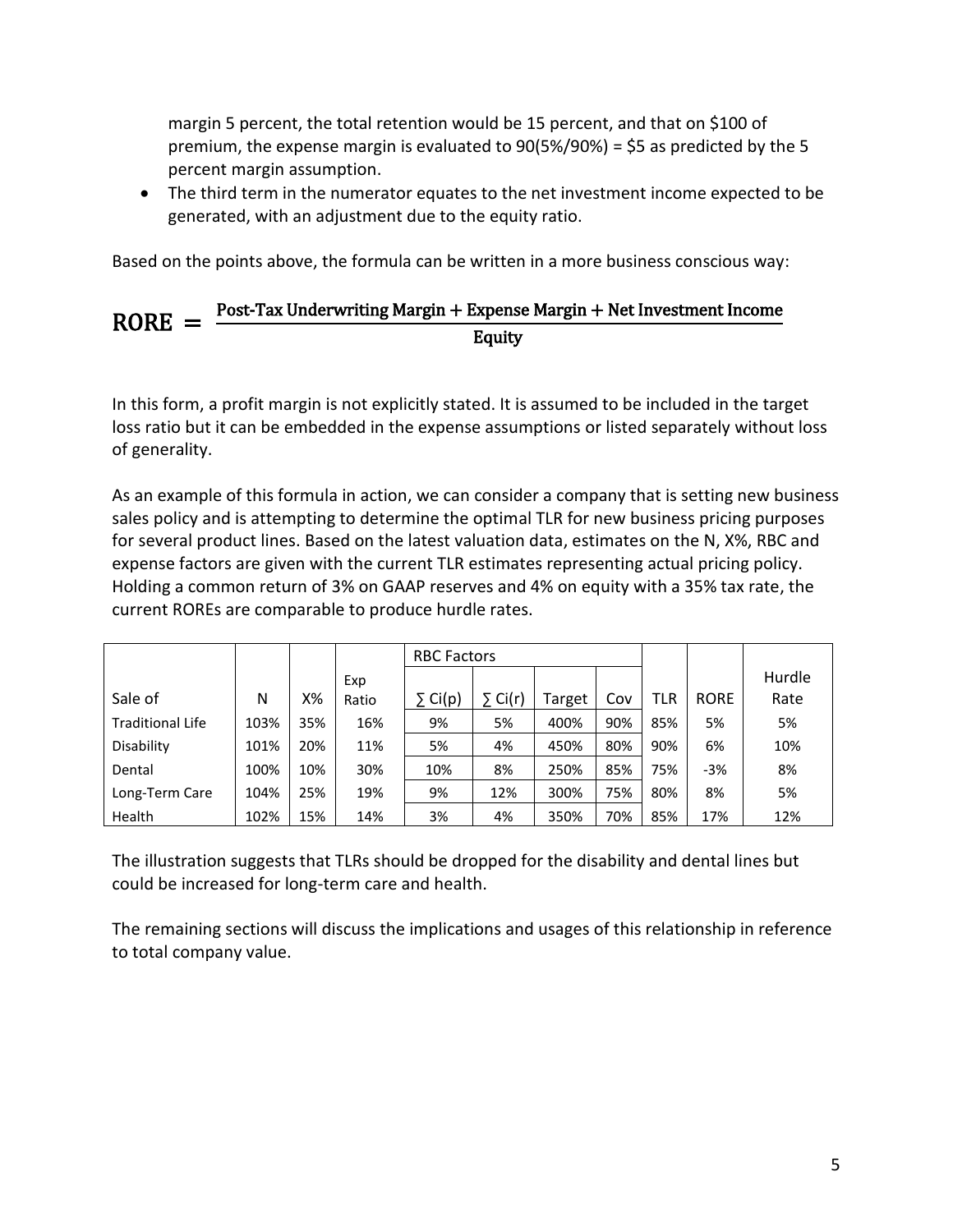margin 5 percent, the total retention would be 15 percent, and that on \$100 of premium, the expense margin is evaluated to 90(5%/90%) = \$5 as predicted by the 5 percent margin assumption.

- The third term in the numerator equates to the net investment income expected to be generated, with an adjustment due to the equity ratio.

Based on the points above, the formula can be written in a more business conscious way:

$$\text{RORE} = \frac{\text{Post-Tax Underwriting Margin} + \text{Expense Margin} + \text{Net Investment Income}}{\text{Equity}}$$

In this form, a profit margin is not explicitly stated. It is assumed to be included in the target loss ratio but it can be embedded in the expense assumptions or listed separately without loss of generality.

As an example of this formula in action, we can consider a company that is setting new business sales policy and is attempting to determine the optimal TLR for new business pricing purposes for several product lines. Based on the latest valuation data, estimates on the N, X%, RBC and expense factors are given with the current TLR estimates representing actual pricing policy. Holding a common return of 3% on GAAP reserves and 4% on equity with a 35% tax rate, the current ROREs are comparable to produce hurdle rates.

| | | | | RBC Factors | | | | | | |
|---|---|---|---|---|---|---|---|---|---|---|
| Sale of | N | X% | Exp Ratio | ∑ Ci(p) | ∑ Ci(r) | Target | Cov | TLR | RORE | Hurdle Rate |
| Traditional Life | 103% | 35% | 16% | 9% | 5% | 400% | 90% | 85% | 5% | 5% |
| Disability | 101% | 20% | 11% | 5% | 4% | 450% | 80% | 90% | 6% | 10% |
| Dental | 100% | 10% | 30% | 10% | 8% | 250% | 85% | 75% | -3% | 8% |
| Long-Term Care | 104% | 25% | 19% | 9% | 12% | 300% | 75% | 80% | 8% | 5% |
| Health | 102% | 15% | 14% | 3% | 4% | 350% | 70% | 85% | 17% | 12% |

The illustration suggests that TLRs should be dropped for the disability and dental lines but could be increased for long-term care and health.

The remaining sections will discuss the implications and usages of this relationship in reference to total company value.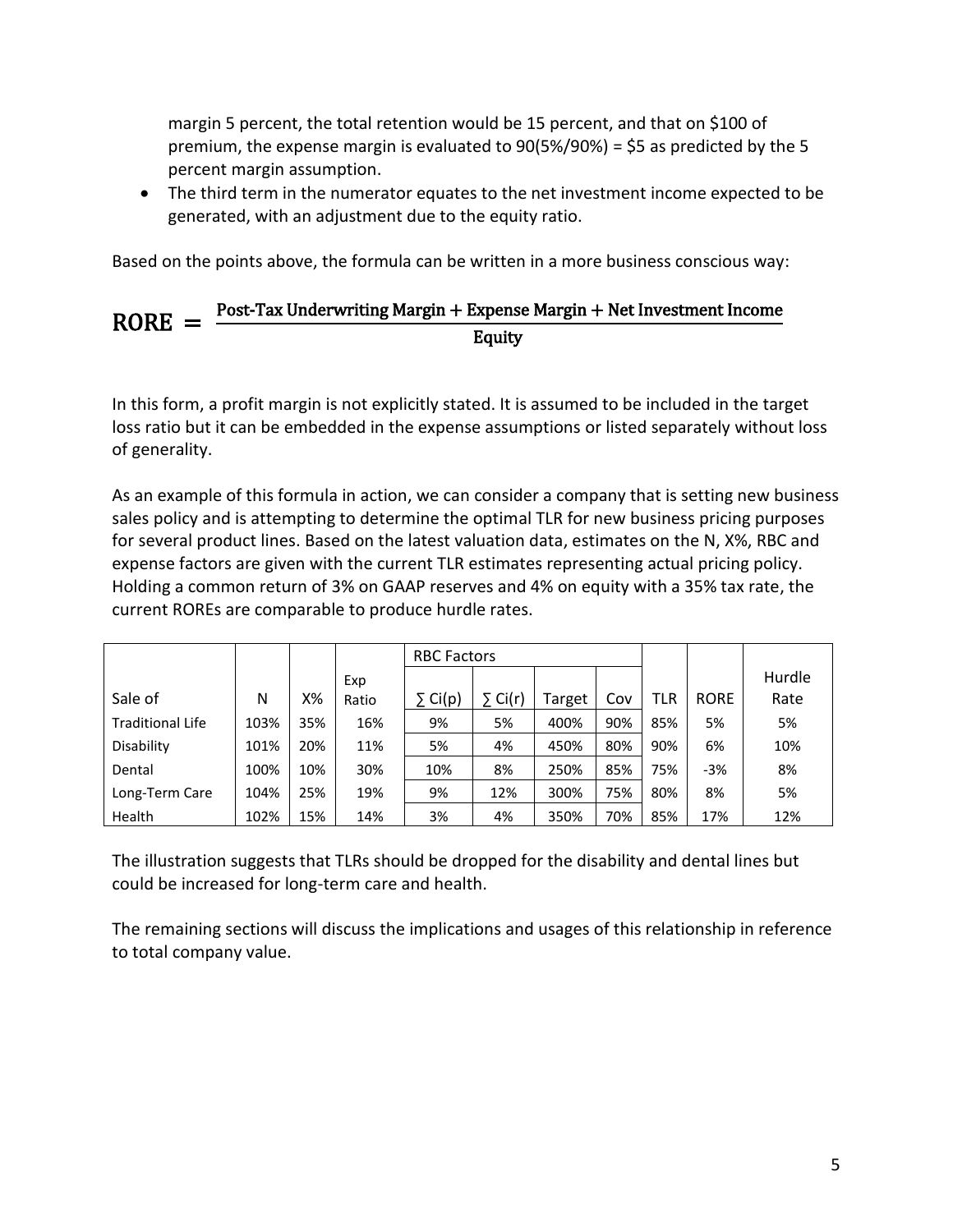margin 5 percent, the total retention would be 15 percent, and that on \$100 of premium, the expense margin is evaluated to 90(5%/90%) = \$5 as predicted by the 5 percent margin assumption.

- The third term in the numerator equates to the net investment income expected to be generated, with an adjustment due to the equity ratio.

Based on the points above, the formula can be written in a more business conscious way:

$$\text{RORE} = \frac{\text{Post-Tax Underwriting Margin} + \text{Expense Margin} + \text{Net Investment Income}}{\text{Equity}}$$

In this form, a profit margin is not explicitly stated. It is assumed to be included in the target loss ratio but it can be embedded in the expense assumptions or listed separately without loss of generality.

As an example of this formula in action, we can consider a company that is setting new business sales policy and is attempting to determine the optimal TLR for new business pricing purposes for several product lines. Based on the latest valuation data, estimates on the N, X%, RBC and expense factors are given with the current TLR estimates representing actual pricing policy. Holding a common return of 3% on GAAP reserves and 4% on equity with a 35% tax rate, the current ROREs are comparable to produce hurdle rates.

| | | | | RBC Factors | | | | | | |
|---|---|---|---|---|---|---|---|---|---|---|
| Sale of | N | X% | Exp Ratio | ∑ Ci(p) | ∑ Ci(r) | Target | Cov | TLR | RORE | Hurdle Rate |
| Traditional Life | 103% | 35% | 16% | 9% | 5% | 400% | 90% | 85% | 5% | 5% |
| Disability | 101% | 20% | 11% | 5% | 4% | 450% | 80% | 90% | 6% | 10% |
| Dental | 100% | 10% | 30% | 10% | 8% | 250% | 85% | 75% | -3% | 8% |
| Long-Term Care | 104% | 25% | 19% | 9% | 12% | 300% | 75% | 80% | 8% | 5% |
| Health | 102% | 15% | 14% | 3% | 4% | 350% | 70% | 85% | 17% | 12% |

The illustration suggests that TLRs should be dropped for the disability and dental lines but could be increased for long-term care and health.

The remaining sections will discuss the implications and usages of this relationship in reference to total company value.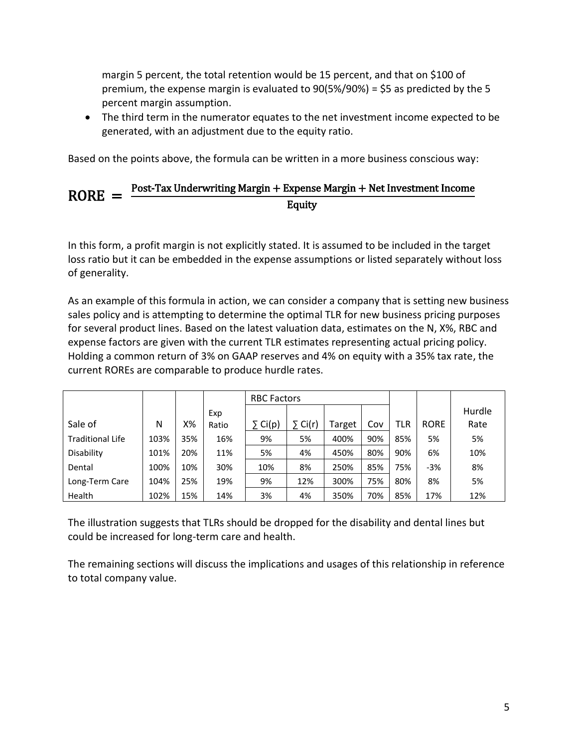margin 5 percent, the total retention would be 15 percent, and that on \$100 of premium, the expense margin is evaluated to 90(5%/90%) = \$5 as predicted by the 5 percent margin assumption.

- The third term in the numerator equates to the net investment income expected to be generated, with an adjustment due to the equity ratio.

Based on the points above, the formula can be written in a more business conscious way:

$$\text{RORE} = \frac{\text{Post-Tax Underwriting Margin} + \text{Expense Margin} + \text{Net Investment Income}}{\text{Equity}}$$

In this form, a profit margin is not explicitly stated. It is assumed to be included in the target loss ratio but it can be embedded in the expense assumptions or listed separately without loss of generality.

As an example of this formula in action, we can consider a company that is setting new business sales policy and is attempting to determine the optimal TLR for new business pricing purposes for several product lines. Based on the latest valuation data, estimates on the N, X%, RBC and expense factors are given with the current TLR estimates representing actual pricing policy. Holding a common return of 3% on GAAP reserves and 4% on equity with a 35% tax rate, the current ROREs are comparable to produce hurdle rates.

| | | | | RBC Factors | | | | | | |
|---|---|---|---|---|---|---|---|---|---|---|
| Sale of | N | X% | Exp Ratio | ∑ Ci(p) | ∑ Ci(r) | Target | Cov | TLR | RORE | Hurdle Rate |
| Traditional Life | 103% | 35% | 16% | 9% | 5% | 400% | 90% | 85% | 5% | 5% |
| Disability | 101% | 20% | 11% | 5% | 4% | 450% | 80% | 90% | 6% | 10% |
| Dental | 100% | 10% | 30% | 10% | 8% | 250% | 85% | 75% | -3% | 8% |
| Long-Term Care | 104% | 25% | 19% | 9% | 12% | 300% | 75% | 80% | 8% | 5% |
| Health | 102% | 15% | 14% | 3% | 4% | 350% | 70% | 85% | 17% | 12% |

The illustration suggests that TLRs should be dropped for the disability and dental lines but could be increased for long-term care and health.

The remaining sections will discuss the implications and usages of this relationship in reference to total company value.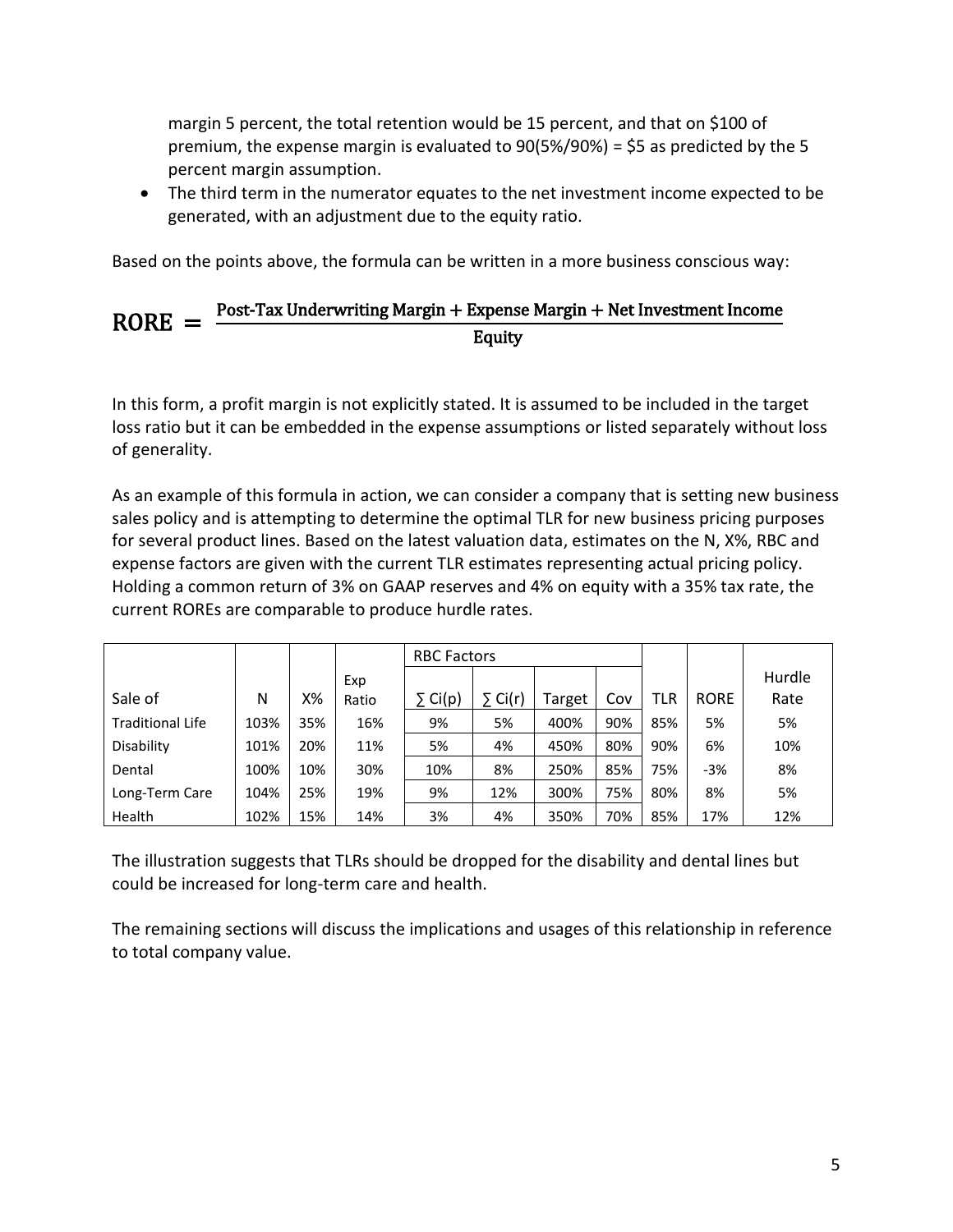margin 5 percent, the total retention would be 15 percent, and that on \$100 of premium, the expense margin is evaluated to 90(5%/90%) = \$5 as predicted by the 5 percent margin assumption.

- The third term in the numerator equates to the net investment income expected to be generated, with an adjustment due to the equity ratio.

Based on the points above, the formula can be written in a more business conscious way:

$$\text{RORE} = \frac{\text{Post-Tax Underwriting Margin} + \text{Expense Margin} + \text{Net Investment Income}}{\text{Equity}}$$

In this form, a profit margin is not explicitly stated. It is assumed to be included in the target loss ratio but it can be embedded in the expense assumptions or listed separately without loss of generality.

As an example of this formula in action, we can consider a company that is setting new business sales policy and is attempting to determine the optimal TLR for new business pricing purposes for several product lines. Based on the latest valuation data, estimates on the N, X%, RBC and expense factors are given with the current TLR estimates representing actual pricing policy. Holding a common return of 3% on GAAP reserves and 4% on equity with a 35% tax rate, the current ROREs are comparable to produce hurdle rates.

| | | | | RBC Factors | | | | | | |
|---|---|---|---|---|---|---|---|---|---|---|
| Sale of | N | X% | Exp Ratio | ∑ Ci(p) | ∑ Ci(r) | Target | Cov | TLR | RORE | Hurdle Rate |
| Traditional Life | 103% | 35% | 16% | 9% | 5% | 400% | 90% | 85% | 5% | 5% |
| Disability | 101% | 20% | 11% | 5% | 4% | 450% | 80% | 90% | 6% | 10% |
| Dental | 100% | 10% | 30% | 10% | 8% | 250% | 85% | 75% | -3% | 8% |
| Long-Term Care | 104% | 25% | 19% | 9% | 12% | 300% | 75% | 80% | 8% | 5% |
| Health | 102% | 15% | 14% | 3% | 4% | 350% | 70% | 85% | 17% | 12% |

The illustration suggests that TLRs should be dropped for the disability and dental lines but could be increased for long-term care and health.

The remaining sections will discuss the implications and usages of this relationship in reference to total company value.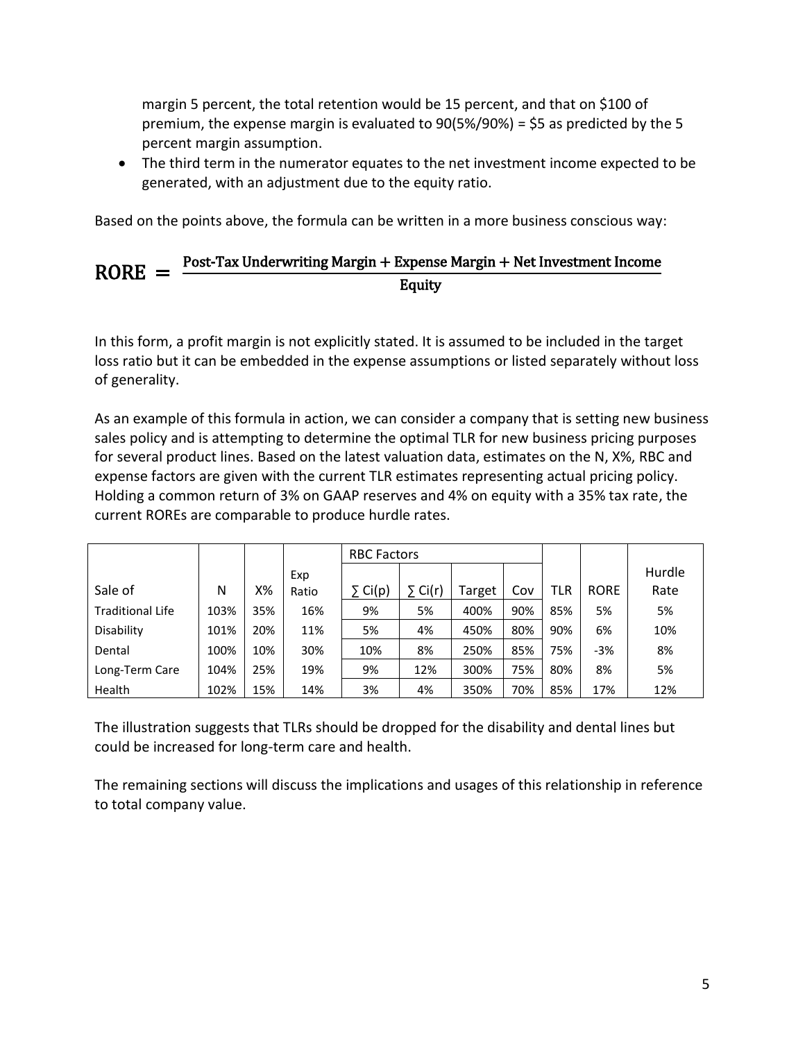margin 5 percent, the total retention would be 15 percent, and that on \$100 of premium, the expense margin is evaluated to 90(5%/90%) = \$5 as predicted by the 5 percent margin assumption.

- The third term in the numerator equates to the net investment income expected to be generated, with an adjustment due to the equity ratio.

Based on the points above, the formula can be written in a more business conscious way:

$$\text{RORE} = \frac{\text{Post-Tax Underwriting Margin} + \text{Expense Margin} + \text{Net Investment Income}}{\text{Equity}}$$

In this form, a profit margin is not explicitly stated. It is assumed to be included in the target loss ratio but it can be embedded in the expense assumptions or listed separately without loss of generality.

As an example of this formula in action, we can consider a company that is setting new business sales policy and is attempting to determine the optimal TLR for new business pricing purposes for several product lines. Based on the latest valuation data, estimates on the N, X%, RBC and expense factors are given with the current TLR estimates representing actual pricing policy. Holding a common return of 3% on GAAP reserves and 4% on equity with a 35% tax rate, the current ROREs are comparable to produce hurdle rates.

| | | | | RBC Factors | | | | | | |
|---|---|---|---|---|---|---|---|---|---|---|
| Sale of | N | X% | Exp Ratio | ∑ Ci(p) | ∑ Ci(r) | Target | Cov | TLR | RORE | Hurdle Rate |
| Traditional Life | 103% | 35% | 16% | 9% | 5% | 400% | 90% | 85% | 5% | 5% |
| Disability | 101% | 20% | 11% | 5% | 4% | 450% | 80% | 90% | 6% | 10% |
| Dental | 100% | 10% | 30% | 10% | 8% | 250% | 85% | 75% | -3% | 8% |
| Long-Term Care | 104% | 25% | 19% | 9% | 12% | 300% | 75% | 80% | 8% | 5% |
| Health | 102% | 15% | 14% | 3% | 4% | 350% | 70% | 85% | 17% | 12% |

The illustration suggests that TLRs should be dropped for the disability and dental lines but could be increased for long-term care and health.

The remaining sections will discuss the implications and usages of this relationship in reference to total company value.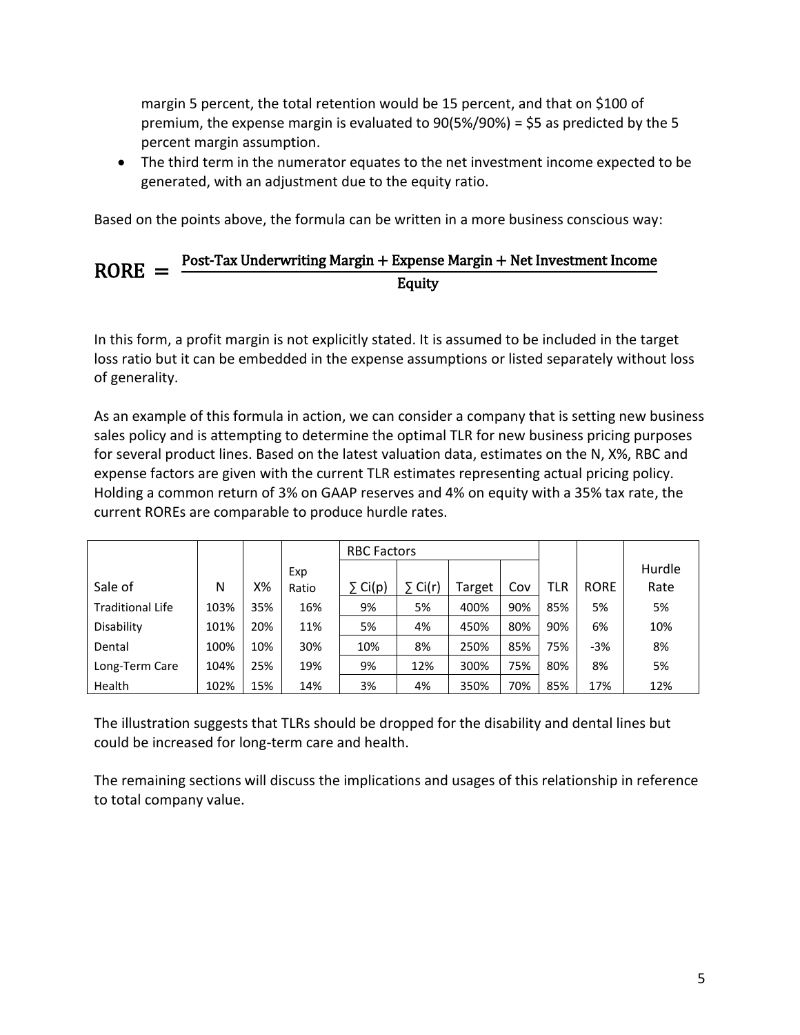margin 5 percent, the total retention would be 15 percent, and that on \$100 of premium, the expense margin is evaluated to 90(5%/90%) = \$5 as predicted by the 5 percent margin assumption.

- The third term in the numerator equates to the net investment income expected to be generated, with an adjustment due to the equity ratio.

Based on the points above, the formula can be written in a more business conscious way:

$$\text{RORE} = \frac{\text{Post-Tax Underwriting Margin} + \text{Expense Margin} + \text{Net Investment Income}}{\text{Equity}}$$

In this form, a profit margin is not explicitly stated. It is assumed to be included in the target loss ratio but it can be embedded in the expense assumptions or listed separately without loss of generality.

As an example of this formula in action, we can consider a company that is setting new business sales policy and is attempting to determine the optimal TLR for new business pricing purposes for several product lines. Based on the latest valuation data, estimates on the N, X%, RBC and expense factors are given with the current TLR estimates representing actual pricing policy. Holding a common return of 3% on GAAP reserves and 4% on equity with a 35% tax rate, the current ROREs are comparable to produce hurdle rates.

| | | | | RBC Factors | | | | | | |
|---|---|---|---|---|---|---|---|---|---|---|
| Sale of | N | X% | Exp Ratio | ∑ Ci(p) | ∑ Ci(r) | Target | Cov | TLR | RORE | Hurdle Rate |
| Traditional Life | 103% | 35% | 16% | 9% | 5% | 400% | 90% | 85% | 5% | 5% |
| Disability | 101% | 20% | 11% | 5% | 4% | 450% | 80% | 90% | 6% | 10% |
| Dental | 100% | 10% | 30% | 10% | 8% | 250% | 85% | 75% | -3% | 8% |
| Long-Term Care | 104% | 25% | 19% | 9% | 12% | 300% | 75% | 80% | 8% | 5% |
| Health | 102% | 15% | 14% | 3% | 4% | 350% | 70% | 85% | 17% | 12% |

The illustration suggests that TLRs should be dropped for the disability and dental lines but could be increased for long-term care and health.

The remaining sections will discuss the implications and usages of this relationship in reference to total company value.